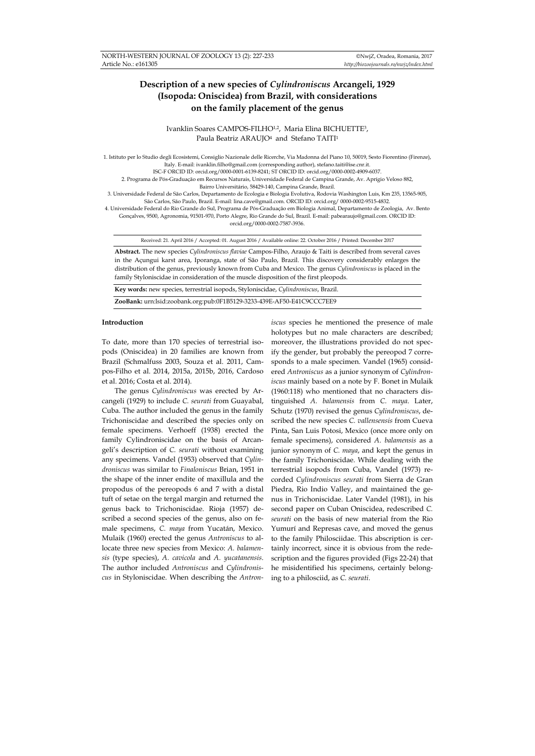# Description of a new species of *Cylindroniscus* Arcangeli, 1929 (Isopoda: Oniscidea) from Brazil, with considerations on the family placement of the genus

Ivanklin Soares CAMPOS-FILHO[1,2], Maria Elina BICHUETTE[3], Paula Beatriz ARAUJO[4] and Stefano TAITI[1]

1. Istituto per lo Studio degli Ecosistemi, Consiglio Nazionale delle Ricerche, Via Madonna del Piano 10, 50019, Sesto Fiorentino (Firenze), Italy. E-mail: ivanklin.filho@gmail.com (corresponding author), stefano.taiti@ise.cnr.it. ISC-F ORCID ID: orcid.org/0000-0001-6139-8241; ST ORCID ID: orcid.org/0000-0002-4909-6037.
2. Programa de Pós-Graduação em Recursos Naturais, Universidade Federal de Campina Grande, Av. Aprígio Veloso 882, Bairro Universitário, 58429-140, Campina Grande, Brazil.
3. Universidade Federal de São Carlos, Departamento de Ecologia e Biologia Evolutiva, Rodovia Washington Luis, Km 235, 13565-905, São Carlos, São Paulo, Brazil. E-mail: lina.cave@gmail.com. ORCID ID: orcid.org/ 0000-0002-9515-4832.
4. Universidade Federal do Rio Grande do Sul, Programa de Pós-Graduação em Biologia Animal, Departamento de Zoologia, Av. Bento Gonçalves, 9500, Agronomia, 91501-970, Porto Alegre, Rio Grande do Sul, Brazil. E-mail: pabearaujo@gmail.com. ORCID ID: orcid.org/0000-0002-7587-3936.

Received: 21. April 2016 / Accepted: 01. August 2016 / Available online: 22. October 2016 / Printed: December 2017

**Abstract.** The new species *Cylindroniscus flaviae* Campos-Filho, Araujo & Taiti is described from several caves in the Açungui karst area, Iporanga, state of São Paulo, Brazil. This discovery considerably enlarges the distribution of the genus, previously known from Cuba and Mexico. The genus *Cylindroniscus* is placed in the family Styloniscidae in consideration of the muscle disposition of the first pleopods.

**Key words:** new species, terrestrial isopods, Styloniscidae, *Cylindroniscus*, Brazil.

**ZooBank:** urn:lsid:zoobank.org:pub:0F1B5129-3233-439E-AF50-E41C9CCC7EE9

## Introduction

To date, more than 170 species of terrestrial isopods (Oniscidea) in 20 families are known from Brazil (Schmalfuss 2003, Souza et al. 2011, Campos-Filho et al. 2014, 2015a, 2015b, 2016, Cardoso et al. 2016; Costa et al. 2014).

The genus *Cylindroniscus* was erected by Arcangeli (1929) to include *C. seurati* from Guayabal, Cuba. The author included the genus in the family Trichoniscidae and described the species only on female specimens. Verhoeff (1938) erected the family Cylindroniscidae on the basis of Arcangeli's description of *C. seurati* without examining any specimens. Vandel (1953) observed that *Cylindroniscus* was similar to *Finaloniscus* Brian, 1951 in the shape of the inner endite of maxillula and the propodus of the pereopods 6 and 7 with a distal tuft of setae on the tergal margin and returned the genus back to Trichoniscidae. Rioja (1957) described a second species of the genus, also on female specimens, *C. maya* from Yucatán, Mexico. Mulaik (1960) erected the genus *Antroniscus* to allocate three new species from Mexico: *A. balamensis* (type species), *A. cavicola* and *A. yucatanensis*. The author included *Antroniscus* and *Cylindroniscus* in Styloniscidae. When describing the *Antroniscus* species he mentioned the presence of male holotypes but no male characters are described; moreover, the illustrations provided do not specify the gender, but probably the pereopod 7 corresponds to a male specimen. Vandel (1965) considered *Antroniscus* as a junior synonym of *Cylindroniscus* mainly based on a note by F. Bonet in Mulaik (1960:118) who mentioned that no characters distinguished *A. balamensis* from *C. maya*. Later, Schutz (1970) revised the genus *Cylindroniscus*, described the new species *C. vallensensis* from Cueva Pinta, San Luis Potosi, Mexico (once more only on female specimens), considered *A. balamensis* as a junior synonym of *C. maya*, and kept the genus in the family Trichoniscidae. While dealing with the terrestrial isopods from Cuba, Vandel (1973) recorded *Cylindroniscus seurati* from Sierra de Gran Piedra, Rio Indio Valley, and maintained the genus in Trichoniscidae. Later Vandel (1981), in his second paper on Cuban Oniscidea, redescribed *C. seurati* on the basis of new material from the Rio Yumurí and Represas cave, and moved the genus to the family Philosciidae. This abscription is certainly incorrect, since it is obvious from the redescription and the figures provided (Figs 22-24) that he misidentified his specimens, certainly belonging to a philosciid, as *C. seurati*.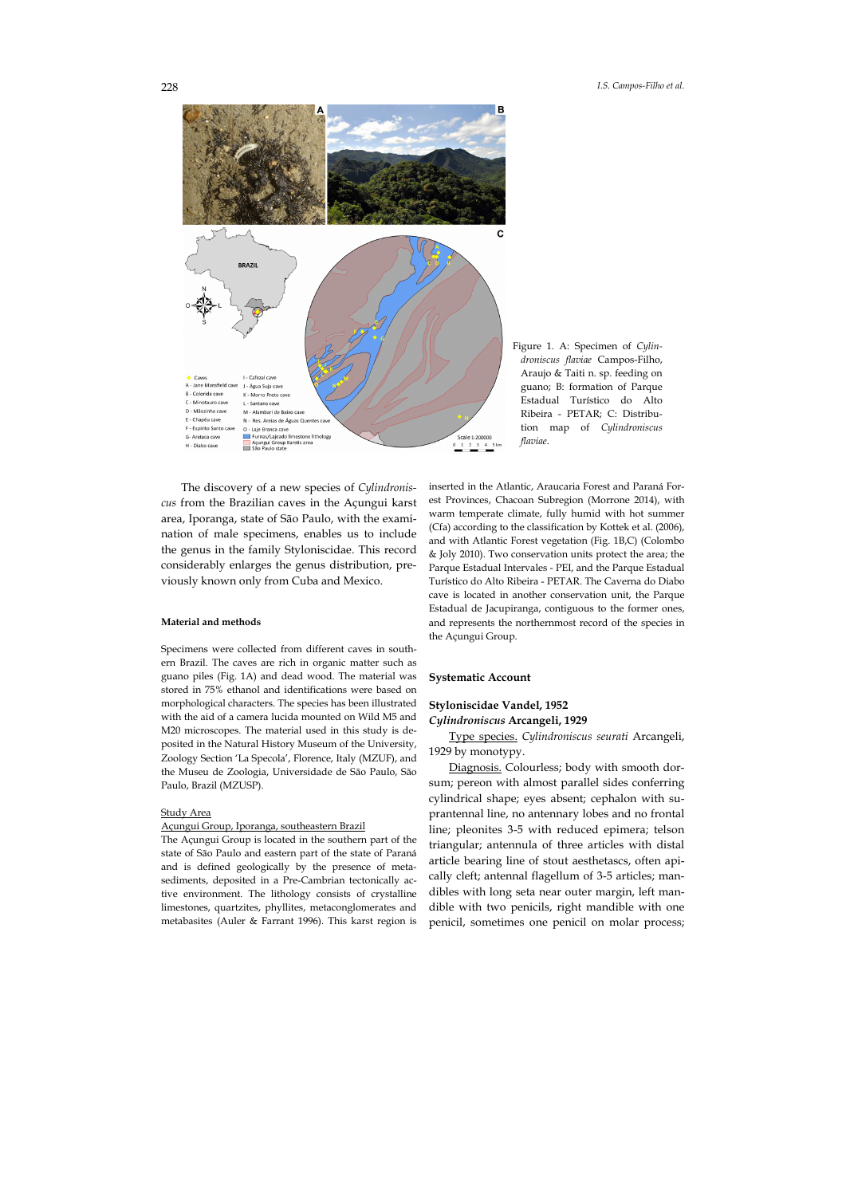Figure 1. A: Specimen of *Cylindroniscus flaviae* Campos-Filho, Araujo & Taiti n. sp. feeding on guano; B: formation of Parque Estadual Turístico do Alto Ribeira - PETAR; C: Distribution map of *Cylindroniscus flaviae*.

The discovery of a new species of *Cylindroniscus* from the Brazilian caves in the Açungui karst area, Iporanga, state of São Paulo, with the examination of male specimens, enables us to include the genus in the family Styloniscidae. This record considerably enlarges the genus distribution, previously known only from Cuba and Mexico.

## Material and methods

Specimens were collected from different caves in southern Brazil. The caves are rich in organic matter such as guano piles (Fig. 1A) and dead wood. The material was stored in 75% ethanol and identifications were based on morphological characters. The species has been illustrated with the aid of a camera lucida mounted on Wild M5 and M20 microscopes. The material used in this study is deposited in the Natural History Museum of the University, Zoology Section 'La Specola', Florence, Italy (MZUF), and the Museu de Zoologia, Universidade de São Paulo, São Paulo, Brazil (MZUSP).

Study Area

Açungui Group, Iporanga, southeastern Brazil

The Açungui Group is located in the southern part of the state of São Paulo and eastern part of the state of Paraná and is defined geologically by the presence of metasediments, deposited in a Pre-Cambrian tectonically active environment. The lithology consists of crystalline limestones, quartzites, phyllites, metaconglomerates and metabasites (Auler & Farrant 1996). This karst region is inserted in the Atlantic, Araucaria Forest and Paraná Forest Provinces, Chacoan Subregion (Morrone 2014), with warm temperate climate, fully humid with hot summer (Cfa) according to the classification by Kottek et al. (2006), and with Atlantic Forest vegetation (Fig. 1B,C) (Colombo & Joly 2010). Two conservation units protect the area; the Parque Estadual Intervales - PEI, and the Parque Estadual Turístico do Alto Ribeira - PETAR. The Caverna do Diabo cave is located in another conservation unit, the Parque Estadual de Jacupiranga, contiguous to the former ones, and represents the northernmost record of the species in the Açungui Group.

## Systematic Account

**Styloniscidae Vandel, 1952**

***Cylindroniscus* Arangeli, 1929**

Type species. *Cylindroniscus seurati* Arcangeli, 1929 by monotypy.

Diagnosis. Colourless; body with smooth dorsum; pereon with almost parallel sides conferring cylindrical shape; eyes absent; cephalon with suprantennal line, no antennary lobes and no frontal line; pleonites 3-5 with reduced epimera; telson triangular; antennula of three articles with distal article bearing line of stout aesthetascs, often apically cleft; antennal flagellum of 3-5 articles; mandibles with long seta near outer margin, left mandible with two penicils, right mandible with one penicil, sometimes one penicil on molar process;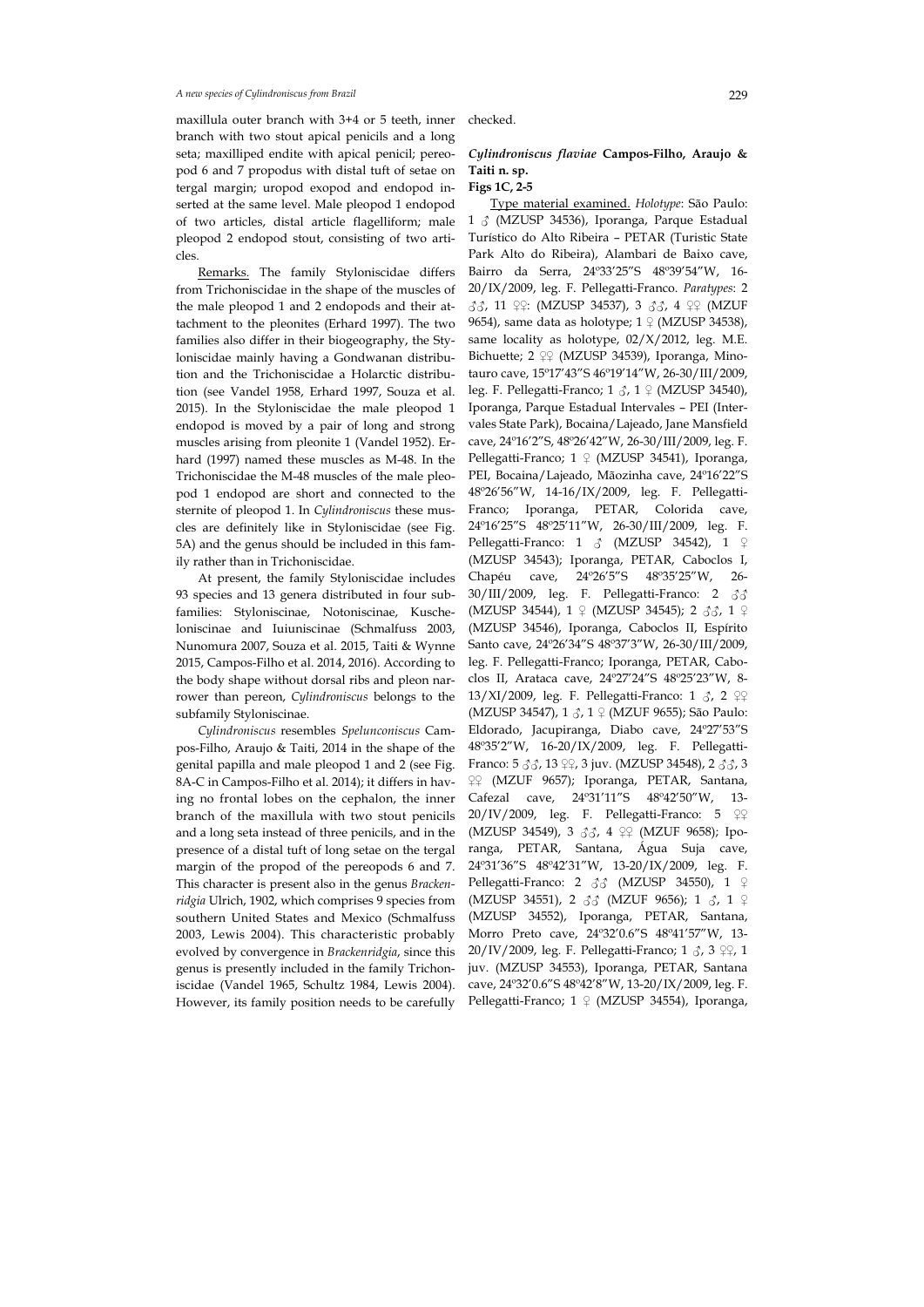maxillula outer branch with 3+4 or 5 teeth, inner branch with two stout apical penicils and a long seta; maxilliped endite with apical penicil; pereopod 6 and 7 propodus with distal tuft of setae on tergal margin; uropod exopod and endopod inserted at the same level. Male pleopod 1 endopod of two articles, distal article flagelliform; male pleopod 2 endopod stout, consisting of two articles.

Remarks. The family Styloniscidae differs from Trichoniscidae in the shape of the muscles of the male pleopod 1 and 2 endopods and their attachment to the pleonites (Erhard 1997). The two families also differ in their biogeography, the Styloniscidae mainly having a Gondwanan distribution and the Trichoniscidae a Holarctic distribution (see Vandel 1958, Erhard 1997, Souza et al. 2015). In the Styloniscidae the male pleopod 1 endopod is moved by a pair of long and strong muscles arising from pleonite 1 (Vandel 1952). Erhard (1997) named these muscles as M-48. In the Trichoniscidae the M-48 muscles of the male pleopod 1 endopod are short and connected to the sternite of pleopod 1. In *Cylindroniscus* these muscles are definitely like in Styloniscidae (see Fig. 5A) and the genus should be included in this family rather than in Trichoniscidae.

At present, the family Styloniscidae includes 93 species and 13 genera distributed in four subfamilies: Styloniscinae, Notoniscinae, Kuscheloniscinae and Iuiuniscinae (Schmalfuss 2003, Nunomura 2007, Souza et al. 2015, Taiti & Wynne 2015, Campos-Filho et al. 2014, 2016). According to the body shape without dorsal ribs and pleon narrower than pereon, *Cylindroniscus* belongs to the subfamily Styloniscinae.

*Cylindroniscus* resembles *Spelunconiscus* Campos-Filho, Araujo & Taiti, 2014 in the shape of the genital papilla and male pleopod 1 and 2 (see Fig. 8A-C in Campos-Filho et al. 2014); it differs in having no frontal lobes on the cephalon, the inner branch of the maxillula with two stout penicils and a long seta instead of three penicils, and in the presence of a distal tuft of long setae on the tergal margin of the propod of the pereopods 6 and 7. This character is present also in the genus *Brackenridgia* Ulrich, 1902, which comprises 9 species from southern United States and Mexico (Schmalfuss 2003, Lewis 2004). This characteristic probably evolved by convergence in *Brackenridgia*, since this genus is presently included in the family Trichoniscidae (Vandel 1965, Schultz 1984, Lewis 2004). However, its family position needs to be carefully checked.

### *Cylindroniscus flaviae* Campos-Filho, Araujo & Taiti n. sp.

**Figs 1C, 2-5**

Type material examined. *Holotype*: São Paulo: 1 ♂ (MZUSP 34536), Iporanga, Parque Estadual Turístico do Alto Ribeira – PETAR (Turistic State Park Alto do Ribeira), Alambari de Baixo cave, Bairro da Serra, 24º33′25″S 48º39′54″W, 16-20/IX/2009, leg. F. Pellegatti-Franco. *Paratypes*: 2 ♂♂, 11 ♀♀: (MZUSP 34537), 3 ♂♂, 4 ♀♀ (MZUF 9654), same data as holotype; 1 ♀ (MZUSP 34538), same locality as holotype, 02/X/2012, leg. M.E. Bichuette; 2 ♀♀ (MZUSP 34539), Iporanga, Minotauro cave, 15º17′43″S 46º19′14″W, 26-30/III/2009, leg. F. Pellegatti-Franco; 1 ♂, 1 ♀ (MZUSP 34540), Iporanga, Parque Estadual Intervales – PEI (Intervales State Park), Bocaina/Lajeado, Jane Mansfield cave, 24º16′2″S, 48º26′42″W, 26-30/III/2009, leg. F. Pellegatti-Franco; 1 ♀ (MZUSP 34541), Iporanga, PEI, Bocaina/Lajeado, Mãozinha cave, 24º16′22″S 48º26′56″W, 14-16/IX/2009, leg. F. Pellegatti-Franco; Iporanga, PETAR, Colorida cave, 24º16′25″S 48º25′11″W, 26-30/III/2009, leg. F. Pellegatti-Franco: 1 ♂ (MZUSP 34542), 1 ♀ (MZUSP 34543); Iporanga, PETAR, Caboclos I, Chapéu cave, 24º26′5″S 48º35′25″W, 26-30/III/2009, leg. F. Pellegatti-Franco: 2 ♂♂ (MZUSP 34544), 1 ♀ (MZUSP 34545); 2 ♂♂, 1 ♀ (MZUSP 34546), Iporanga, Caboclos II, Espírito Santo cave, 24º26′34″S 48º37′3″W, 26-30/III/2009, leg. F. Pellegatti-Franco; Iporanga, PETAR, Caboclos II, Arataca cave, 24º27′24″S 48º25′23″W, 8-13/XI/2009, leg. F. Pellegatti-Franco: 1 ♂, 2 ♀♀ (MZUSP 34547), 1 ♂, 1 ♀ (MZUF 9655); São Paulo: Eldorado, Jacupiranga, Diabo cave, 24º27′53″S 48º35′2″W, 16-20/IX/2009, leg. F. Pellegatti-Franco: 5 ♂♂, 13 ♀♀, 3 juv. (MZUSP 34548), 2 ♂♂, 3 ♀♀ (MZUF 9657); Iporanga, PETAR, Santana, Cafezal cave, 24º31′11″S 48º42′50″W, 13-20/IV/2009, leg. F. Pellegatti-Franco: 5 ♀♀ (MZUSP 34549), 3 ♂♂, 4 ♀♀ (MZUF 9658); Iporanga, PETAR, Santana, Água Suja cave, 24º31′36″S 48º42′31″W, 13-20/IX/2009, leg. F. Pellegatti-Franco: 2 ♂♂ (MZUSP 34550), 1 ♀ (MZUSP 34551), 2 ♂♂ (MZUF 9656); 1 ♂, 1 ♀ (MZUSP 34552), Iporanga, PETAR, Santana, Morro Preto cave, 24º32′0.6″S 48º41′57″W, 13-20/IV/2009, leg. F. Pellegatti-Franco; 1 ♂, 3 ♀♀, 1 juv. (MZUSP 34553), Iporanga, PETAR, Santana cave, 24º32′0.6″S 48º42′8″W, 13-20/IX/2009, leg. F. Pellegatti-Franco; 1 ♀ (MZUSP 34554), Iporanga,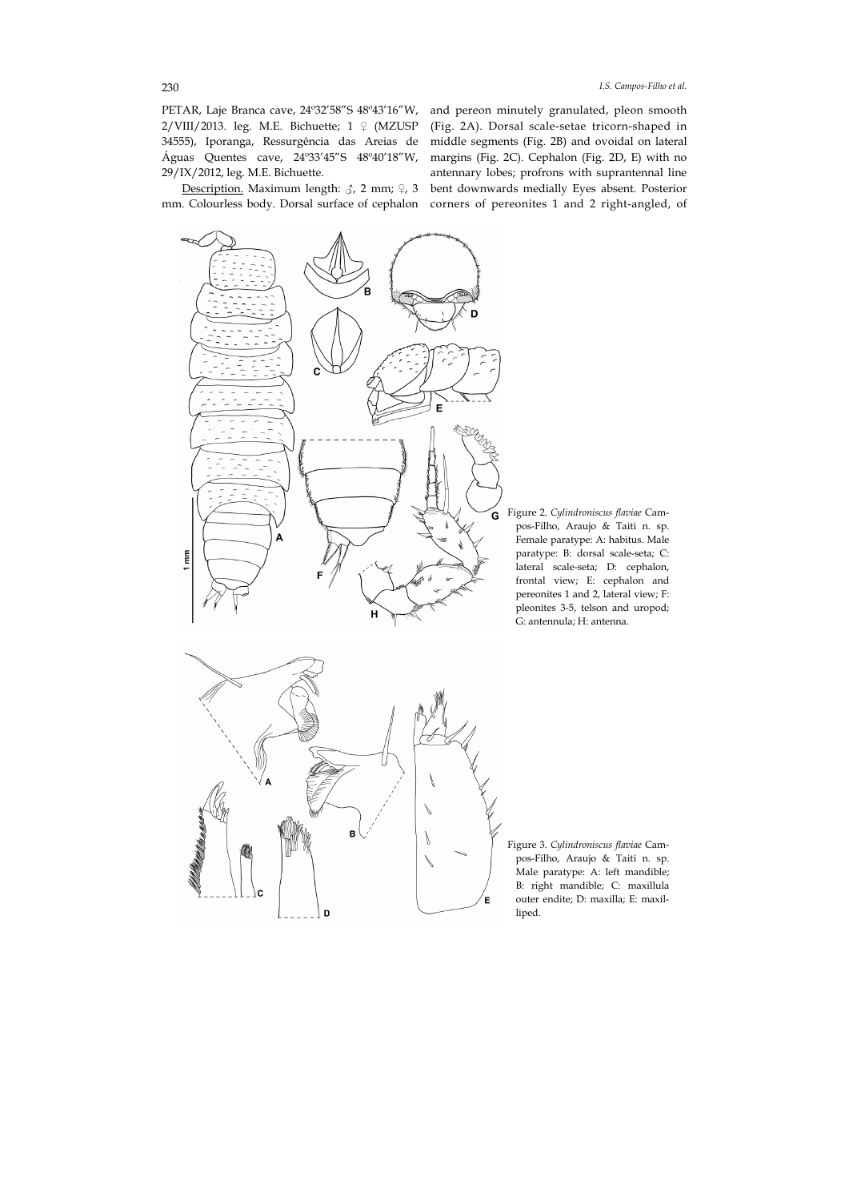PETAR, Laje Branca cave, 24º32′58″S 48º43′16″W, 2/VIII/2013. leg. M.E. Bichuette; 1 ♀ (MZUSP 34555), Iporanga, Ressurgência das Areias de Águas Quentes cave, 24º33′45″S 48º40′18″W, 29/IX/2012, leg. M.E. Bichuette.

Description. Maximum length: ♂, 2 mm; ♀, 3 mm. Colourless body. Dorsal surface of cephalon and pereon minutely granulated, pleon smooth (Fig. 2A). Dorsal scale-setae tricorn-shaped in middle segments (Fig. 2B) and ovoidal on lateral margins (Fig. 2C). Cephalon (Fig. 2D, E) with no antennary lobes; profrons with suprantennal line bent downwards medially Eyes absent. Posterior corners of pereonites 1 and 2 right-angled, of

Figure 2. *Cylindroniscus flaviae* Campos-Filho, Araujo & Taiti n. sp. Female paratype: A: habitus. Male paratype: B: dorsal scale-seta; C: lateral scale-seta; D: cephalon, frontal view; E: cephalon and pereonites 1 and 2, lateral view; F: pleonites 3-5, telson and uropod; G: antennula; H: antenna.

Figure 3. *Cylindroniscus flaviae* Campos-Filho, Araujo & Taiti n. sp. Male paratype: A: left mandible; B: right mandible; C: maxillula outer endite; D: maxilla; E: maxilliped.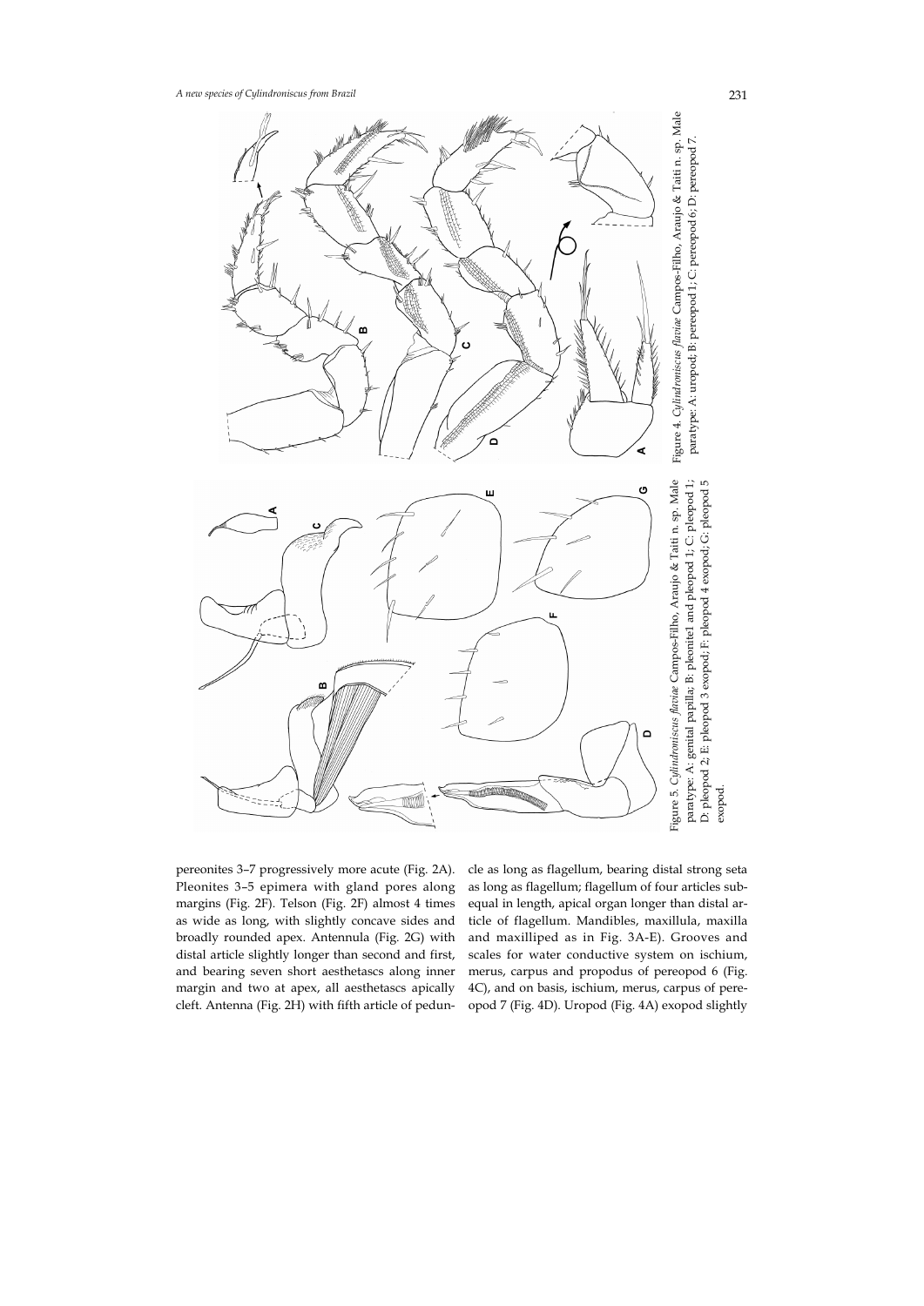Figure 5. *Cylindroniscus flaviae* Campos-Filho, Araujo & Taiti n. sp. Male paratype: A: genital papilla; B: pleonite1 and pleopod 1; C: pleopod 1; D: pleopod 2; E: pleopod 3 exopod; F: pleopod 4 exopod; G: pleopod 5 exopod.

Figure 4. *Cylindroniscus flaviae* Campos-Filho, Araujo & Taiti n. sp. Male paratype: A: uropod; B: pereopod 1; C: pereopod 6; D: pereopod 7.

pereonites 3–7 progressively more acute (Fig. 2A). Pleonites 3–5 epimera with gland pores along margins (Fig. 2F). Telson (Fig. 2F) almost 4 times as wide as long, with slightly concave sides and broadly rounded apex. Antennula (Fig. 2G) with distal article slightly longer than second and first, and bearing seven short aesthetascs along inner margin and two at apex, all aesthetascs apically cleft. Antenna (Fig. 2H) with fifth article of peduncle as long as flagellum, bearing distal strong seta as long as flagellum; flagellum of four articles subequal in length, apical organ longer than distal article of flagellum. Mandibles, maxillula, maxilla and maxilliped as in Fig. 3A-E). Grooves and scales for water conductive system on ischium, merus, carpus and propodus of pereopod 6 (Fig. 4C), and on basis, ischium, merus, carpus of pereopod 7 (Fig. 4D). Uropod (Fig. 4A) exopod slightly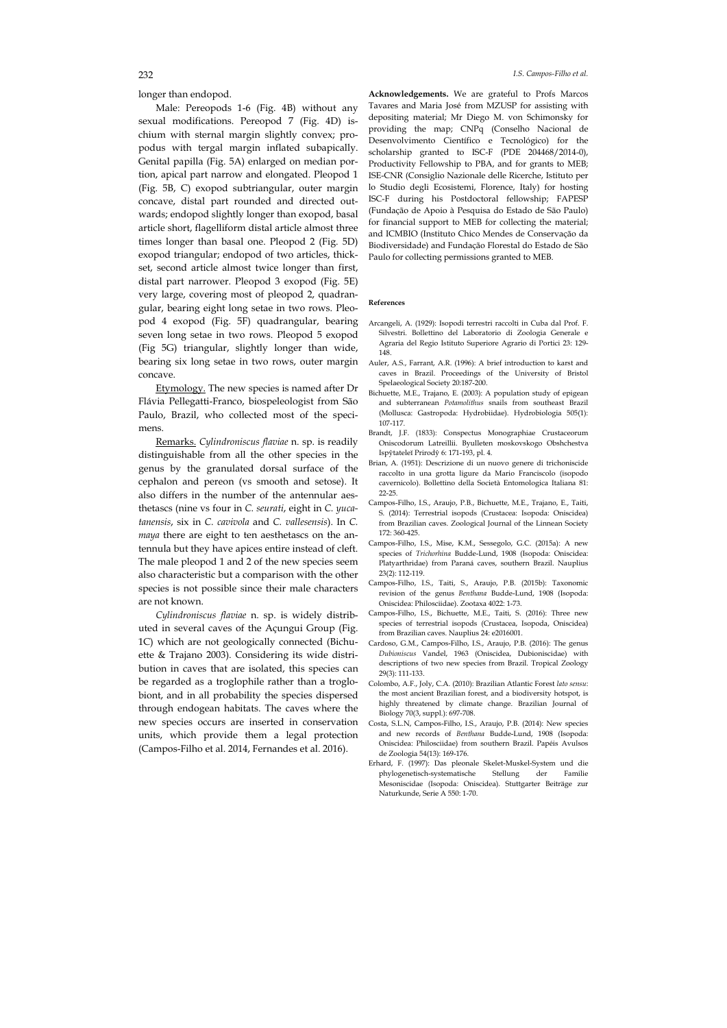longer than endopod.

Male: Pereopods 1-6 (Fig. 4B) without any sexual modifications. Pereopod 7 (Fig. 4D) ischium with sternal margin slightly convex; propodus with tergal margin inflated subapically. Genital papilla (Fig. 5A) enlarged on median portion, apical part narrow and elongated. Pleopod 1 (Fig. 5B, C) exopod subtriangular, outer margin concave, distal part rounded and directed outwards; endopod slightly longer than exopod, basal article short, flagelliform distal article almost three times longer than basal one. Pleopod 2 (Fig. 5D) exopod triangular; endopod of two articles, thickset, second article almost twice longer than first, distal part narrower. Pleopod 3 exopod (Fig. 5E) very large, covering most of pleopod 2, quadrangular, bearing eight long setae in two rows. Pleopod 4 exopod (Fig. 5F) quadrangular, bearing seven long setae in two rows. Pleopod 5 exopod (Fig 5G) triangular, slightly longer than wide, bearing six long setae in two rows, outer margin concave.

Etymology. The new species is named after Dr Flávia Pellegatti-Franco, biospeleologist from São Paulo, Brazil, who collected most of the specimens.

Remarks. *Cylindroniscus flaviae* n. sp. is readily distinguishable from all the other species in the genus by the granulated dorsal surface of the cephalon and pereon (vs smooth and setose). It also differs in the number of the antennular aesthetascs (nine vs four in *C. seurati*, eight in *C. yucatanensis*, six in *C. cavivola* and *C. vallesensis*). In *C. maya* there are eight to ten aesthetascs on the antennula but they have apices entire instead of cleft. The male pleopod 1 and 2 of the new species seem also characteristic but a comparison with the other species is not possible since their male characters are not known.

*Cylindroniscus flaviae* n. sp. is widely distributed in several caves of the Açungui Group (Fig. 1C) which are not geologically connected (Bichuette & Trajano 2003). Considering its wide distribution in caves that are isolated, this species can be regarded as a troglophile rather than a troglobiont, and in all probability the species dispersed through endogean habitats. The caves where the new species occurs are inserted in conservation units, which provide them a legal protection (Campos-Filho et al. 2014, Fernandes et al. 2016).

**Acknowledgements.** We are grateful to Profs Marcos Tavares and Maria José from MZUSP for assisting with depositing material; Mr Diego M. von Schimonsky for providing the map; CNPq (Conselho Nacional de Desenvolvimento Científico e Tecnológico) for the scholarship granted to ISC-F (PDE 204468/2014-0), Productivity Fellowship to PBA, and for grants to MEB; ISE-CNR (Consiglio Nazionale delle Ricerche, Istituto per lo Studio degli Ecosistemi, Florence, Italy) for hosting ISC-F during his Postdoctoral fellowship; FAPESP (Fundação de Apoio à Pesquisa do Estado de São Paulo) for financial support to MEB for collecting the material; and ICMBIO (Instituto Chico Mendes de Conservação da Biodiversidade) and Fundação Florestal do Estado de São Paulo for collecting permissions granted to MEB.

## References

Arcangeli, A. (1929): Isopodi terrestri raccolti in Cuba dal Prof. F. Silvestri. Bollettino del Laboratorio di Zoologia Generale e Agraria del Regio Istituto Superiore Agrario di Portici 23: 129-148.

Auler, A.S., Farrant, A.R. (1996): A brief introduction to karst and caves in Brazil. Proceedings of the University of Bristol Spelaeological Society 20:187-200.

Bichuette, M.E., Trajano, E. (2003): A population study of epigean and subterranean *Potamolithus* snails from southeast Brazil (Mollusca: Gastropoda: Hydrobiidae). Hydrobiologia 505(1): 107-117.

Brandt, J.F. (1833): Conspectus Monographiae Crustaceorum Oniscodorum Latreillii. Byulleten moskovskogo Obshchestva Ispўtateleĭ Prirodў 6: 171-193, pl. 4.

Brian, A. (1951): Descrizione di un nuovo genere di trichoniscide raccolto in una grotta ligure da Mario Franciscolo (isopodo cavernicolo). Bollettino della Società Entomologica Italiana 81: 22-25.

Campos-Filho, I.S., Araujo, P.B., Bichuette, M.E., Trajano, E., Taiti, S. (2014): Terrestrial isopods (Crustacea: Isopoda: Oniscidea) from Brazilian caves. Zoological Journal of the Linnean Society 172: 360-425.

Campos-Filho, I.S., Mise, K.M., Sessegolo, G.C. (2015a): A new species of *Trichorhina* Budde-Lund, 1908 (Isopoda: Oniscidea: Platyarthridae) from Paraná caves, southern Brazil. Nauplius 23(2): 112-119.

Campos-Filho, I.S., Taiti, S., Araujo, P.B. (2015b): Taxonomic revision of the genus *Benthana* Budde-Lund, 1908 (Isopoda: Oniscidea: Philosciidae). Zootaxa 4022: 1-73.

Campos-Filho, I.S., Bichuette, M.E., Taiti, S. (2016): Three new species of terrestrial isopods (Crustacea, Isopoda, Oniscidea) from Brazilian caves. Nauplius 24: e2016001.

Cardoso, G.M., Campos-Filho, I.S., Araujo, P.B. (2016): The genus *Dubioniscus* Vandel, 1963 (Oniscidea, Dubioniscidae) with descriptions of two new species from Brazil. Tropical Zoology 29(3): 111-133.

Colombo, A.F., Joly, C.A. (2010): Brazilian Atlantic Forest *lato sensu*: the most ancient Brazilian forest, and a biodiversity hotspot, is highly threatened by climate change. Brazilian Journal of Biology 70(3, suppl.): 697-708.

Costa, S.L.N, Campos-Filho, I.S., Araujo, P.B. (2014): New species and new records of *Benthana* Budde-Lund, 1908 (Isopoda: Oniscidea: Philosciidae) from southern Brazil. Papéis Avulsos de Zoologia 54(13): 169-176.

Erhard, F. (1997): Das pleonale Skelet-Muskel-System und die phylogenetisch-systematische Stellung der Familie Mesoniscidae (Isopoda: Oniscidea). Stuttgarter Beiträge zur Naturkunde, Serie A 550: 1-70.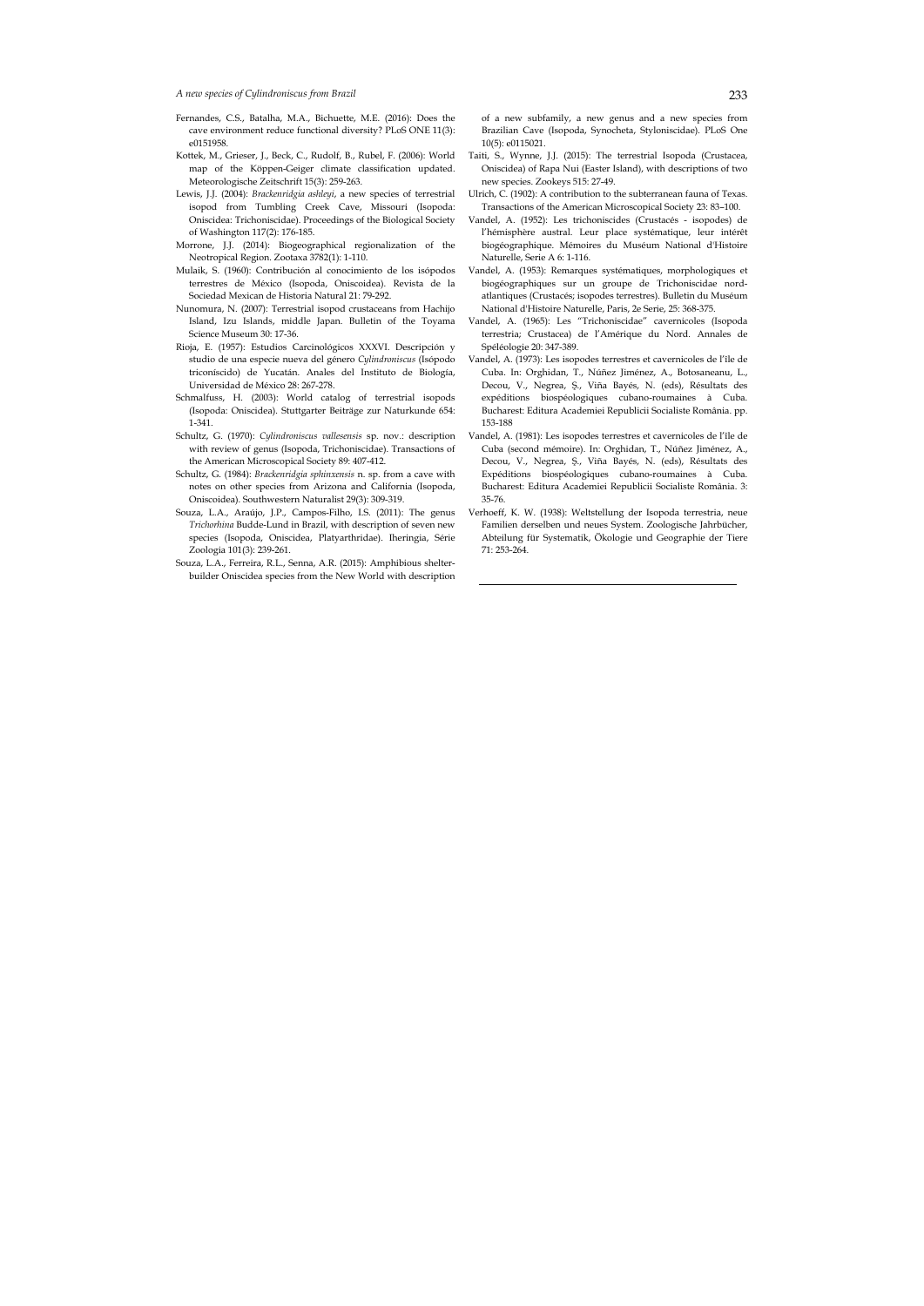Fernandes, C.S., Batalha, M.A., Bichuette, M.E. (2016): Does the cave environment reduce functional diversity? PLoS ONE 11(3): e0151958.

Kottek, M., Grieser, J., Beck, C., Rudolf, B., Rubel, F. (2006): World map of the Köppen-Geiger climate classification updated. Meteorologische Zeitschrift 15(3): 259-263.

Lewis, J.J. (2004): *Brackenridgia ashleyi*, a new species of terrestrial isopod from Tumbling Creek Cave, Missouri (Isopoda: Oniscidea: Trichoniscidae). Proceedings of the Biological Society of Washington 117(2): 176-185.

Morrone, J.J. (2014): Biogeographical regionalization of the Neotropical Region. Zootaxa 3782(1): 1-110.

Mulaik, S. (1960): Contribución al conocimiento de los isópodos terrestres de México (Isopoda, Oniscoidea). Revista de la Sociedad Mexican de Historia Natural 21: 79-292.

Nunomura, N. (2007): Terrestrial isopod crustaceans from Hachijo Island, Izu Islands, middle Japan. Bulletin of the Toyama Science Museum 30: 17-36.

Rioja, E. (1957): Estudios Carcinológicos XXXVI. Descripción y studio de una especie nueva del género *Cylindroniscus* (Isópodo triconíscido) de Yucatán. Anales del Instituto de Biología, Universidad de México 28: 267-278.

Schmalfuss, H. (2003): World catalog of terrestrial isopods (Isopoda: Oniscidea). Stuttgarter Beiträge zur Naturkunde 654: 1-341.

Schultz, G. (1970): *Cylindroniscus vallesensis* sp. nov.: description with review of genus (Isopoda, Trichoniscidae). Transactions of the American Microscopical Society 89: 407-412.

Schultz, G. (1984): *Brackenridgia sphinxensis* n. sp. from a cave with notes on other species from Arizona and California (Isopoda, Oniscoidea). Southwestern Naturalist 29(3): 309-319.

Souza, L.A., Araújo, J.P., Campos-Filho, I.S. (2011): The genus *Trichorhina* Budde-Lund in Brazil, with description of seven new species (Isopoda, Oniscidea, Platyarthridae). Iheringia, Série Zoologia 101(3): 239-261.

Souza, L.A., Ferreira, R.L., Senna, A.R. (2015): Amphibious shelter-builder Oniscidea species from the New World with description of a new subfamily, a new genus and a new species from Brazilian Cave (Isopoda, Synocheta, Styloniscidae). PLoS One 10(5): e0115021.

Taiti, S., Wynne, J.J. (2015): The terrestrial Isopoda (Crustacea, Oniscidea) of Rapa Nui (Easter Island), with descriptions of two new species. Zookeys 515: 27-49.

Ulrich, C. (1902): A contribution to the subterranean fauna of Texas. Transactions of the American Microscopical Society 23: 83–100.

Vandel, A. (1952): Les trichoniscides (Crustacés - isopodes) de l'hémisphère austral. Leur place systématique, leur intérêt biogéographique. Mémoires du Muséum National d'Histoire Naturelle, Serie A 6: 1-116.

Vandel, A. (1953): Remarques systématiques, morphologiques et biogéographiques sur un groupe de Trichoniscidae nord-atlantiques (Crustacés; isopodes terrestres). Bulletin du Muséum National d'Histoire Naturelle, Paris, 2e Serie, 25: 368-375.

Vandel, A. (1965): Les "Trichoniscidae" cavernicoles (Isopoda terrestria; Crustacea) de l'Amérique du Nord. Annales de Spéléologie 20: 347-389.

Vandel, A. (1973): Les isopodes terrestres et cavernicoles de l'île de Cuba. In: Orghidan, T., Núñez Jiménez, A., Botosaneanu, L., Decou, V., Negrea, Ş., Viña Bayés, N. (eds), Résultats des expéditions biospéologiques cubano-roumaines à Cuba. Bucharest: Editura Academiei Republicii Socialiste România. pp. 153-188

Vandel, A. (1981): Les isopodes terrestres et cavernicoles de l'île de Cuba (second mémoire). In: Orghidan, T., Núñez Jiménez, A., Decou, V., Negrea, Ş., Viña Bayés, N. (eds), Résultats des Expéditions biospéologiques cubano-roumaines à Cuba. Bucharest: Editura Academiei Republicii Socialiste România. 3: 35-76.

Verhoeff, K. W. (1938): Weltstellung der Isopoda terrestria, neue Familien derselben und neues System. Zoologische Jahrbücher, Abteilung für Systematik, Ökologie und Geographie der Tiere 71: 253-264.